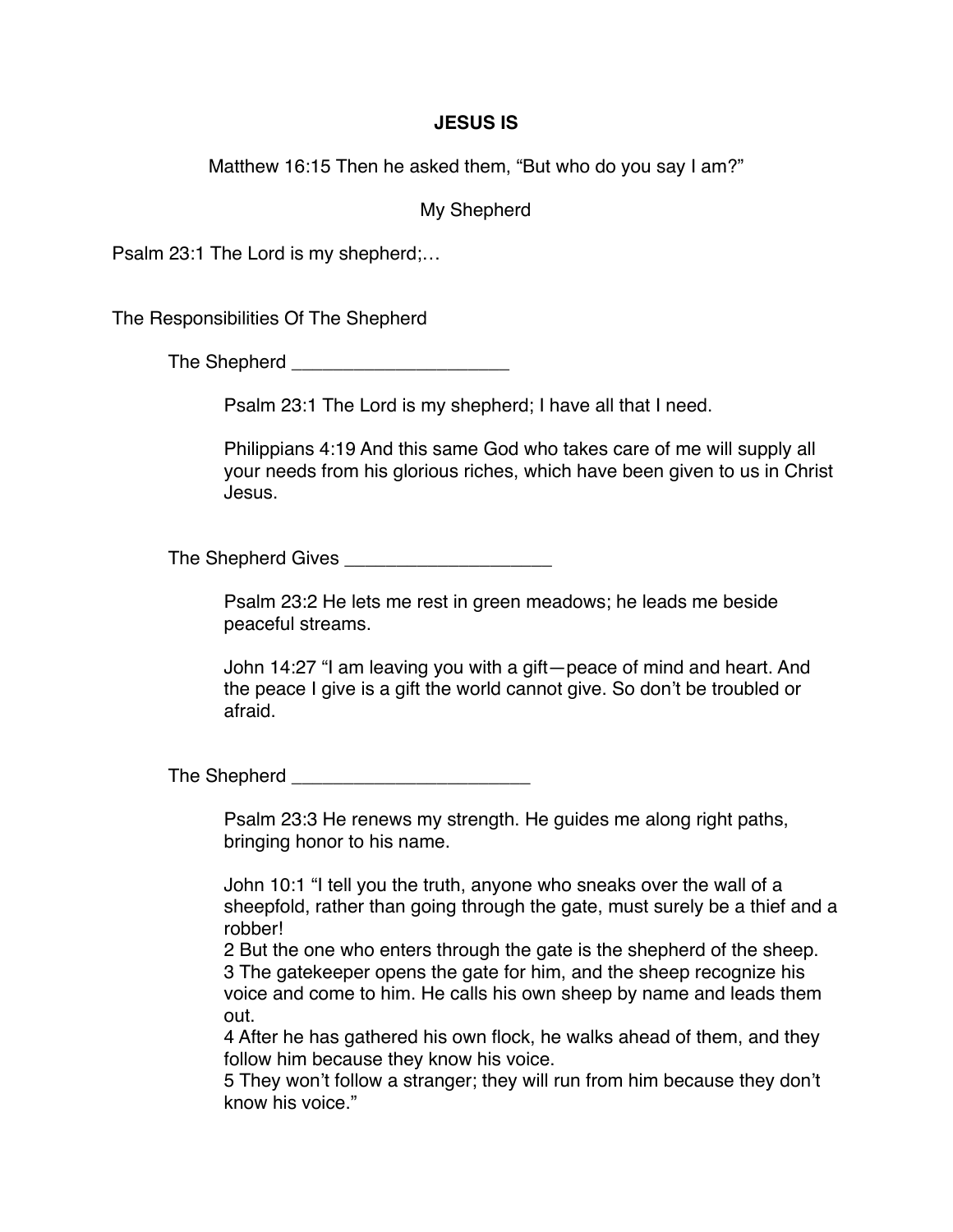# JESUS IS

Matthew 16:15 Then he asked them, “But who do you say I am?”

## My Shepherd

Psalm 23:1 The Lord is my shepherd;…

### The Responsibilities Of The Shepherd

The Shepherd _____________________

> Psalm 23:1 The Lord is my shepherd; I have all that I need.
>
> Philippians 4:19 And this same God who takes care of me will supply all your needs from his glorious riches, which have been given to us in Christ Jesus.

The Shepherd Gives ____________________

> Psalm 23:2 He lets me rest in green meadows; he leads me beside peaceful streams.
>
> John 14:27 “I am leaving you with a gift—peace of mind and heart. And the peace I give is a gift the world cannot give. So don’t be troubled or afraid.

The Shepherd _______________________

> Psalm 23:3 He renews my strength. He guides me along right paths, bringing honor to his name.
>
> John 10:1 “I tell you the truth, anyone who sneaks over the wall of a sheepfold, rather than going through the gate, must surely be a thief and a robber!
> 2 But the one who enters through the gate is the shepherd of the sheep.
> 3 The gatekeeper opens the gate for him, and the sheep recognize his voice and come to him. He calls his own sheep by name and leads them out.
> 4 After he has gathered his own flock, he walks ahead of them, and they follow him because they know his voice.
> 5 They won’t follow a stranger; they will run from him because they don’t know his voice.”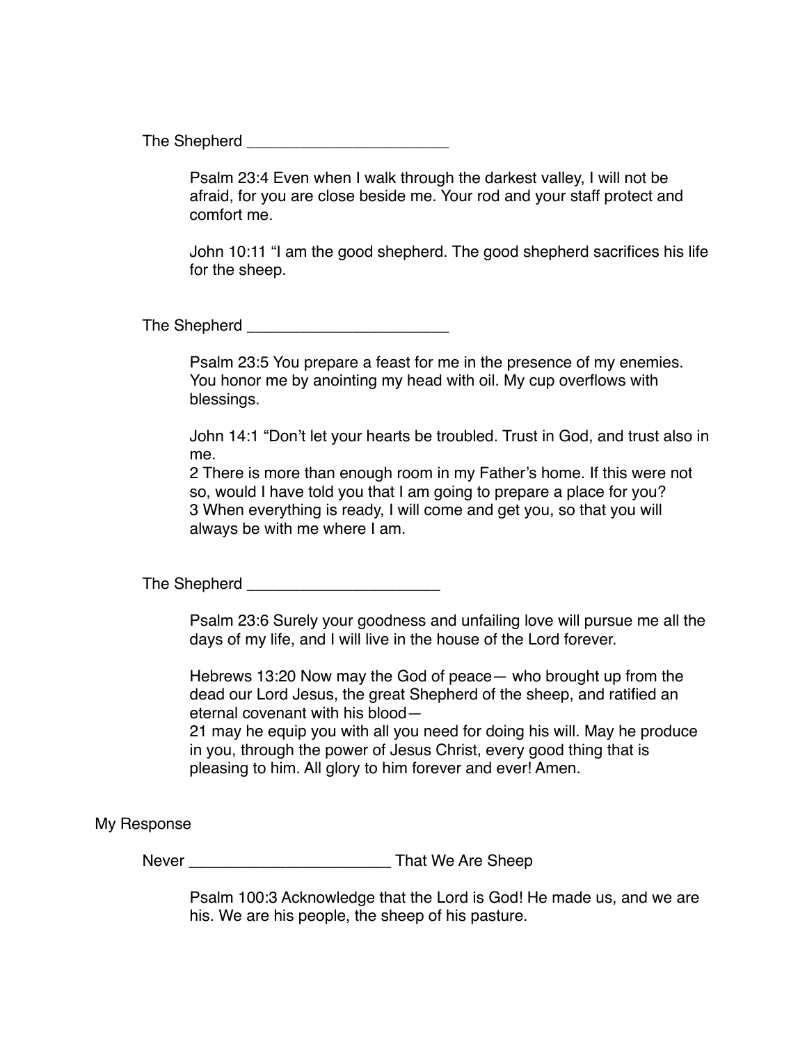The Shepherd _______________________

> Psalm 23:4 Even when I walk through the darkest valley, I will not be afraid, for you are close beside me. Your rod and your staff protect and comfort me.
>
> John 10:11 “I am the good shepherd. The good shepherd sacrifices his life for the sheep.

The Shepherd _______________________

> Psalm 23:5 You prepare a feast for me in the presence of my enemies. You honor me by anointing my head with oil. My cup overflows with blessings.
>
> John 14:1 “Don’t let your hearts be troubled. Trust in God, and trust also in me.
> 2 There is more than enough room in my Father’s home. If this were not so, would I have told you that I am going to prepare a place for you?
> 3 When everything is ready, I will come and get you, so that you will always be with me where I am.

The Shepherd ______________________

> Psalm 23:6 Surely your goodness and unfailing love will pursue me all the days of my life, and I will live in the house of the Lord forever.
>
> Hebrews 13:20 Now may the God of peace— who brought up from the dead our Lord Jesus, the great Shepherd of the sheep, and ratified an eternal covenant with his blood—
> 21 may he equip you with all you need for doing his will. May he produce in you, through the power of Jesus Christ, every good thing that is pleasing to him. All glory to him forever and ever! Amen.

My Response

Never _______________________ That We Are Sheep

> Psalm 100:3 Acknowledge that the Lord is God! He made us, and we are his. We are his people, the sheep of his pasture.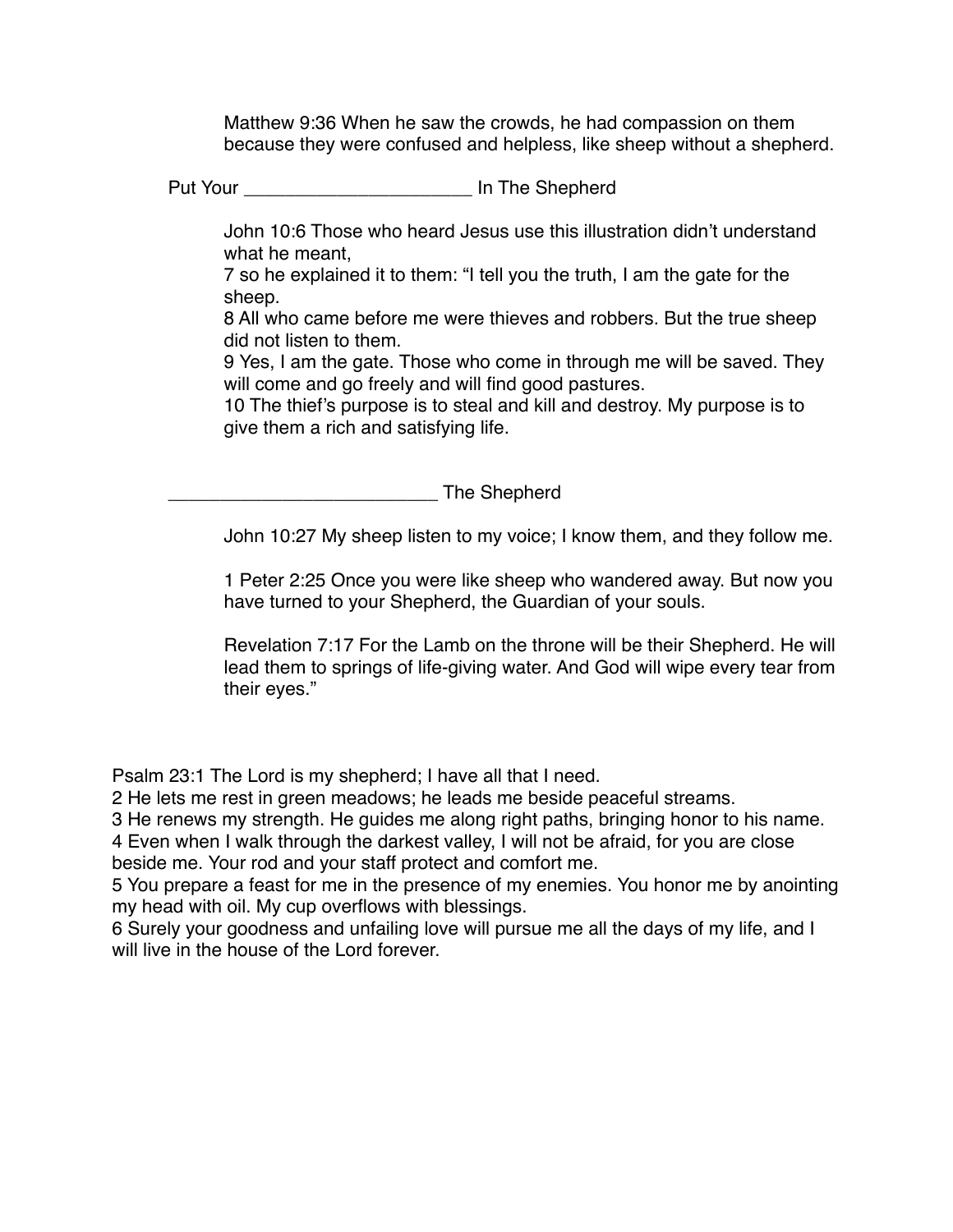Matthew 9:36 When he saw the crowds, he had compassion on them because they were confused and helpless, like sheep without a shepherd.

Put Your ______________________ In The Shepherd

John 10:6 Those who heard Jesus use this illustration didn't understand what he meant,
7 so he explained it to them: "I tell you the truth, I am the gate for the sheep.
8 All who came before me were thieves and robbers. But the true sheep did not listen to them.
9 Yes, I am the gate. Those who come in through me will be saved. They will come and go freely and will find good pastures.
10 The thief's purpose is to steal and kill and destroy. My purpose is to give them a rich and satisfying life.

__________________________ The Shepherd

John 10:27 My sheep listen to my voice; I know them, and they follow me.

1 Peter 2:25 Once you were like sheep who wandered away. But now you have turned to your Shepherd, the Guardian of your souls.

Revelation 7:17 For the Lamb on the throne will be their Shepherd. He will lead them to springs of life-giving water. And God will wipe every tear from their eyes."

Psalm 23:1 The Lord is my shepherd; I have all that I need.
2 He lets me rest in green meadows; he leads me beside peaceful streams.
3 He renews my strength. He guides me along right paths, bringing honor to his name.
4 Even when I walk through the darkest valley, I will not be afraid, for you are close beside me. Your rod and your staff protect and comfort me.
5 You prepare a feast for me in the presence of my enemies. You honor me by anointing my head with oil. My cup overflows with blessings.
6 Surely your goodness and unfailing love will pursue me all the days of my life, and I will live in the house of the Lord forever.